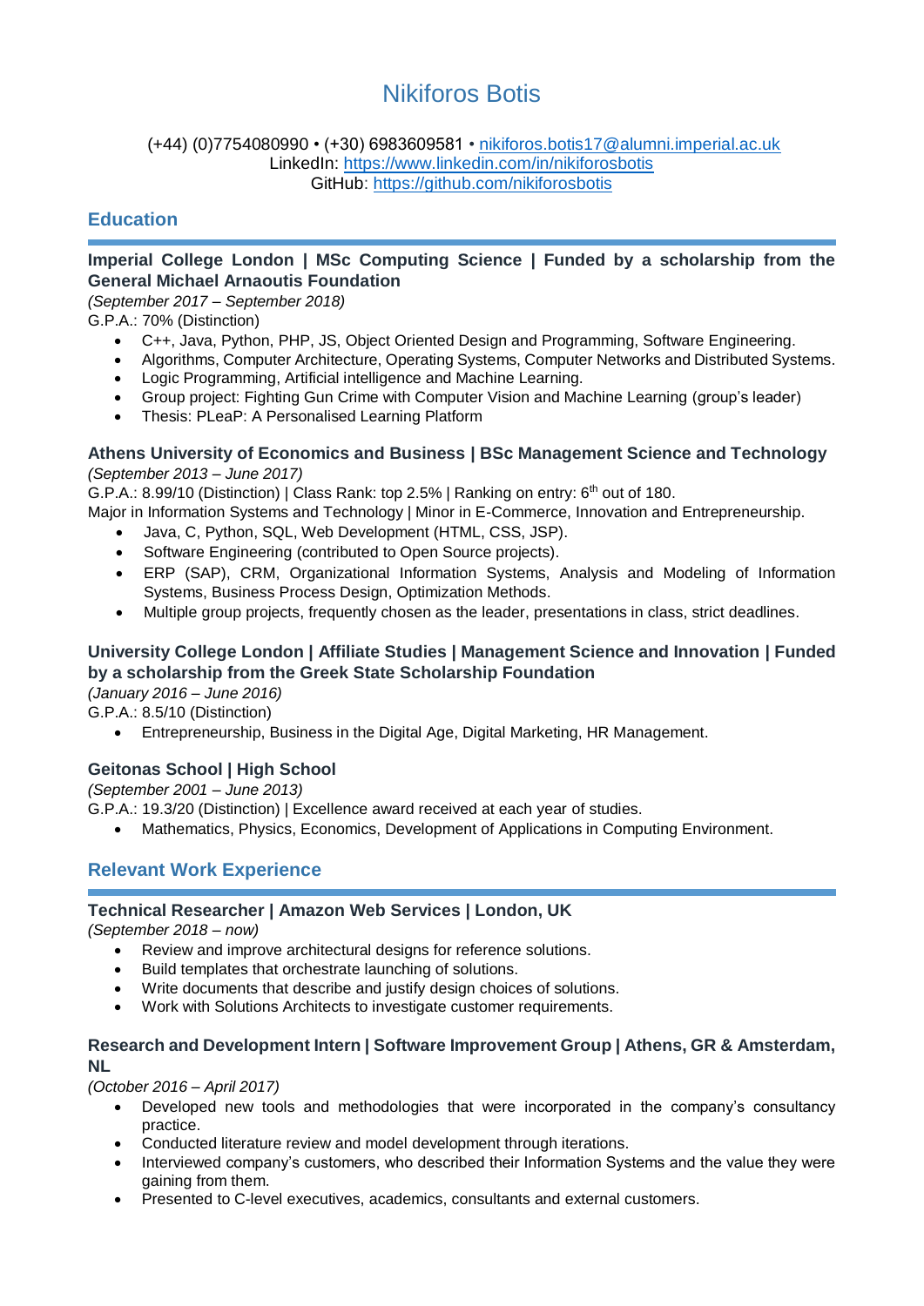# Nikiforos Botis

(+44) (0)7754080990 • (+30) 6983609581 • [nikiforos.botis17@alumni.imperial.ac.uk](mailto:nikiforos.botis17@alumni.imperial.ac.uk)
LinkedIn: [https://www.linkedin.com/in/nikiforosbotis](https://www.linkedin.com/in/nikiforosbotis)
GitHub: [https://github.com/nikiforosbotis](https://github.com/nikiforosbotis)

## Education

**Imperial College London | MSc Computing Science | Funded by a scholarship from the General Michael Arnaoutis Foundation**

*(September 2017 – September 2018)*

G.P.A.: 70% (Distinction)

- C++, Java, Python, PHP, JS, Object Oriented Design and Programming, Software Engineering.
- Algorithms, Computer Architecture, Operating Systems, Computer Networks and Distributed Systems.
- Logic Programming, Artificial intelligence and Machine Learning.
- Group project: Fighting Gun Crime with Computer Vision and Machine Learning (group's leader)
- Thesis: PLeaP: A Personalised Learning Platform

**Athens University of Economics and Business | BSc Management Science and Technology**

*(September 2013 – June 2017)*

G.P.A.: 8.99/10 (Distinction) | Class Rank: top 2.5% | Ranking on entry: 6th out of 180.

Major in Information Systems and Technology | Minor in E-Commerce, Innovation and Entrepreneurship.

- Java, C, Python, SQL, Web Development (HTML, CSS, JSP).
- Software Engineering (contributed to Open Source projects).
- ERP (SAP), CRM, Organizational Information Systems, Analysis and Modeling of Information Systems, Business Process Design, Optimization Methods.
- Multiple group projects, frequently chosen as the leader, presentations in class, strict deadlines.

**University College London | Affiliate Studies | Management Science and Innovation | Funded by a scholarship from the Greek State Scholarship Foundation**

*(January 2016 – June 2016)*

G.P.A.: 8.5/10 (Distinction)

- Entrepreneurship, Business in the Digital Age, Digital Marketing, HR Management.

**Geitonas School | High School**

*(September 2001 – June 2013)*

G.P.A.: 19.3/20 (Distinction) | Excellence award received at each year of studies.

- Mathematics, Physics, Economics, Development of Applications in Computing Environment.

## Relevant Work Experience

**Technical Researcher | Amazon Web Services | London, UK**

*(September 2018 – now)*

- Review and improve architectural designs for reference solutions.
- Build templates that orchestrate launching of solutions.
- Write documents that describe and justify design choices of solutions.
- Work with Solutions Architects to investigate customer requirements.

**Research and Development Intern | Software Improvement Group | Athens, GR & Amsterdam, NL**

*(October 2016 – April 2017)*

- Developed new tools and methodologies that were incorporated in the company's consultancy practice.
- Conducted literature review and model development through iterations.
- Interviewed company's customers, who described their Information Systems and the value they were gaining from them.
- Presented to C-level executives, academics, consultants and external customers.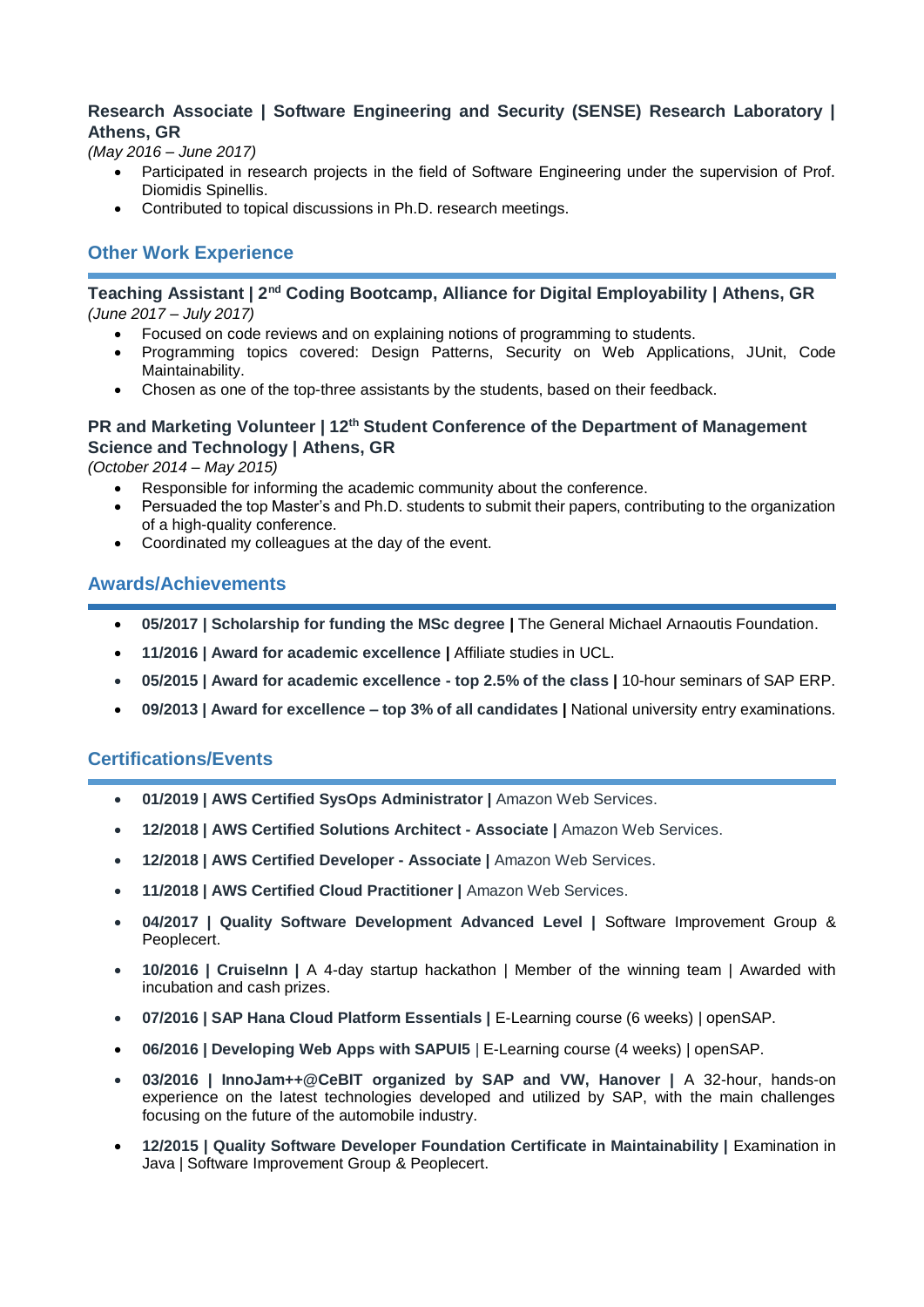### Research Associate | Software Engineering and Security (SENSE) Research Laboratory | Athens, GR

*(May 2016 – June 2017)*

- Participated in research projects in the field of Software Engineering under the supervision of Prof. Diomidis Spinellis.
- Contributed to topical discussions in Ph.D. research meetings.

## Other Work Experience

### Teaching Assistant | 2nd Coding Bootcamp, Alliance for Digital Employability | Athens, GR

*(June 2017 – July 2017)*

- Focused on code reviews and on explaining notions of programming to students.
- Programming topics covered: Design Patterns, Security on Web Applications, JUnit, Code Maintainability.
- Chosen as one of the top-three assistants by the students, based on their feedback.

### PR and Marketing Volunteer | 12th Student Conference of the Department of Management Science and Technology | Athens, GR

*(October 2014 – May 2015)*

- Responsible for informing the academic community about the conference.
- Persuaded the top Master's and Ph.D. students to submit their papers, contributing to the organization of a high-quality conference.
- Coordinated my colleagues at the day of the event.

## Awards/Achievements

- **05/2017 | Scholarship for funding the MSc degree |** The General Michael Arnaoutis Foundation.
- **11/2016 | Award for academic excellence |** Affiliate studies in UCL.
- **05/2015 | Award for academic excellence - top 2.5% of the class |** 10-hour seminars of SAP ERP.
- **09/2013 | Award for excellence – top 3% of all candidates |** National university entry examinations.

## Certifications/Events

- **01/2019 | AWS Certified SysOps Administrator |** Amazon Web Services.
- **12/2018 | AWS Certified Solutions Architect - Associate |** Amazon Web Services.
- **12/2018 | AWS Certified Developer - Associate |** Amazon Web Services.
- **11/2018 | AWS Certified Cloud Practitioner |** Amazon Web Services.
- **04/2017 | Quality Software Development Advanced Level |** Software Improvement Group & Peoplecert.
- **10/2016 | CruiseInn |** A 4-day startup hackathon | Member of the winning team | Awarded with incubation and cash prizes.
- **07/2016 | SAP Hana Cloud Platform Essentials |** E-Learning course (6 weeks) | openSAP.
- **06/2016 | Developing Web Apps with SAPUI5** | E-Learning course (4 weeks) | openSAP.
- **03/2016 | InnoJam++@CeBIT organized by SAP and VW, Hanover |** A 32-hour, hands-on experience on the latest technologies developed and utilized by SAP, with the main challenges focusing on the future of the automobile industry.
- **12/2015 | Quality Software Developer Foundation Certificate in Maintainability |** Examination in Java | Software Improvement Group & Peoplecert.